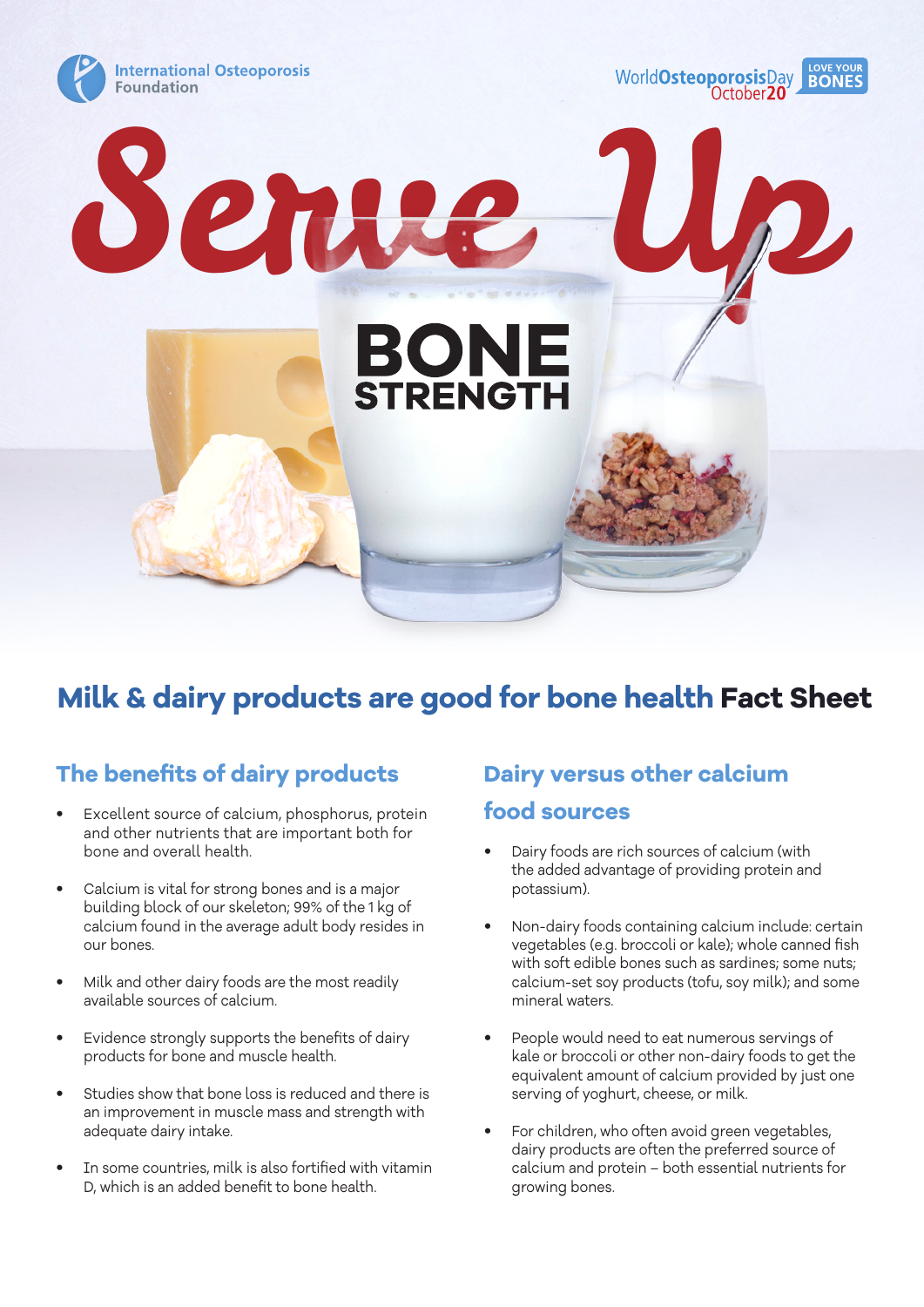International Osteoporosis Foundation

World Osteoporosis Day October 20 — LOVE YOUR BONES

# Serve Up BONE STRENGTH

## Milk & dairy products are good for bone health **Fact Sheet**

### The benefits of dairy products

- Excellent source of calcium, phosphorus, protein and other nutrients that are important both for bone and overall health.
- Calcium is vital for strong bones and is a major building block of our skeleton; 99% of the 1 kg of calcium found in the average adult body resides in our bones.
- Milk and other dairy foods are the most readily available sources of calcium.
- Evidence strongly supports the benefits of dairy products for bone and muscle health.
- Studies show that bone loss is reduced and there is an improvement in muscle mass and strength with adequate dairy intake.
- In some countries, milk is also fortified with vitamin D, which is an added benefit to bone health.

### Dairy versus other calcium food sources

- Dairy foods are rich sources of calcium (with the added advantage of providing protein and potassium).
- Non-dairy foods containing calcium include: certain vegetables (e.g. broccoli or kale); whole canned fish with soft edible bones such as sardines; some nuts; calcium-set soy products (tofu, soy milk); and some mineral waters.
- People would need to eat numerous servings of kale or broccoli or other non-dairy foods to get the equivalent amount of calcium provided by just one serving of yoghurt, cheese, or milk.
- For children, who often avoid green vegetables, dairy products are often the preferred source of calcium and protein – both essential nutrients for growing bones.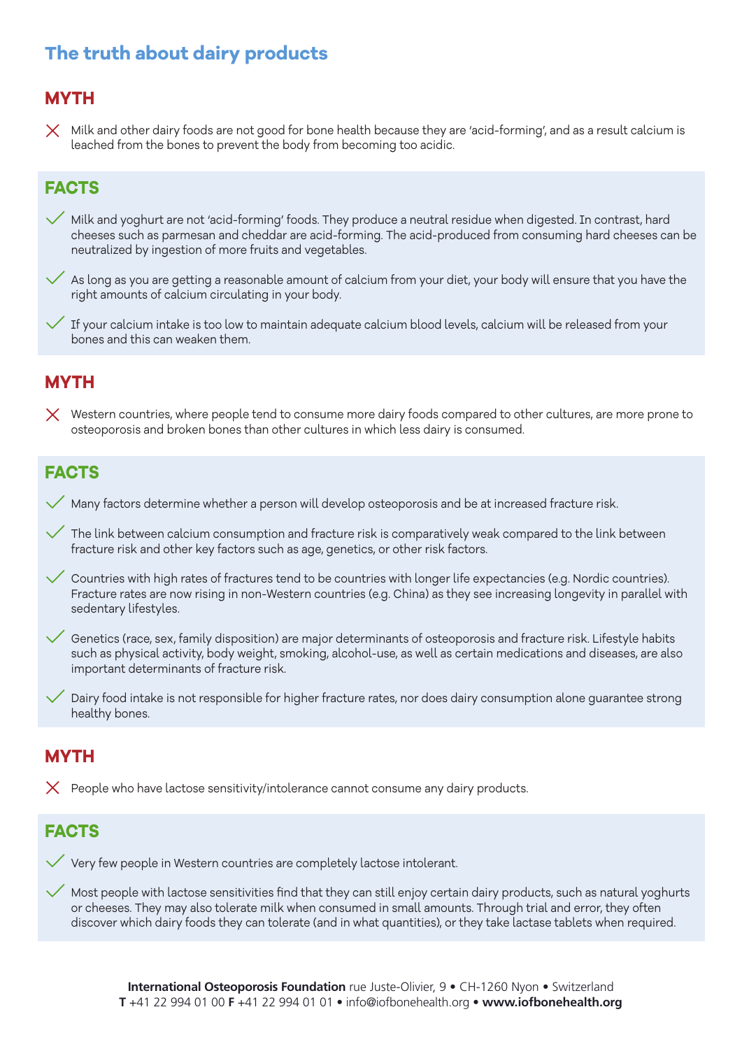## The truth about dairy products

### MYTH

- ✗ Milk and other dairy foods are not good for bone health because they are 'acid-forming', and as a result calcium is leached from the bones to prevent the body from becoming too acidic.

### FACTS

- ✓ Milk and yoghurt are not 'acid-forming' foods. They produce a neutral residue when digested. In contrast, hard cheeses such as parmesan and cheddar are acid-forming. The acid-produced from consuming hard cheeses can be neutralized by ingestion of more fruits and vegetables.
- ✓ As long as you are getting a reasonable amount of calcium from your diet, your body will ensure that you have the right amounts of calcium circulating in your body.
- ✓ If your calcium intake is too low to maintain adequate calcium blood levels, calcium will be released from your bones and this can weaken them.

### MYTH

- ✗ Western countries, where people tend to consume more dairy foods compared to other cultures, are more prone to osteoporosis and broken bones than other cultures in which less dairy is consumed.

### FACTS

- ✓ Many factors determine whether a person will develop osteoporosis and be at increased fracture risk.
- ✓ The link between calcium consumption and fracture risk is comparatively weak compared to the link between fracture risk and other key factors such as age, genetics, or other risk factors.
- ✓ Countries with high rates of fractures tend to be countries with longer life expectancies (e.g. Nordic countries). Fracture rates are now rising in non-Western countries (e.g. China) as they see increasing longevity in parallel with sedentary lifestyles.
- ✓ Genetics (race, sex, family disposition) are major determinants of osteoporosis and fracture risk. Lifestyle habits such as physical activity, body weight, smoking, alcohol-use, as well as certain medications and diseases, are also important determinants of fracture risk.
- ✓ Dairy food intake is not responsible for higher fracture rates, nor does dairy consumption alone guarantee strong healthy bones.

### MYTH

- ✗ People who have lactose sensitivity/intolerance cannot consume any dairy products.

### FACTS

- ✓ Very few people in Western countries are completely lactose intolerant.
- ✓ Most people with lactose sensitivities find that they can still enjoy certain dairy products, such as natural yoghurts or cheeses. They may also tolerate milk when consumed in small amounts. Through trial and error, they often discover which dairy foods they can tolerate (and in what quantities), or they take lactase tablets when required.

**International Osteoporosis Foundation** rue Juste-Olivier, 9 • CH-1260 Nyon • Switzerland
**T** +41 22 994 01 00 **F** +41 22 994 01 01 • info@iofbonehealth.org • **www.iofbonehealth.org**